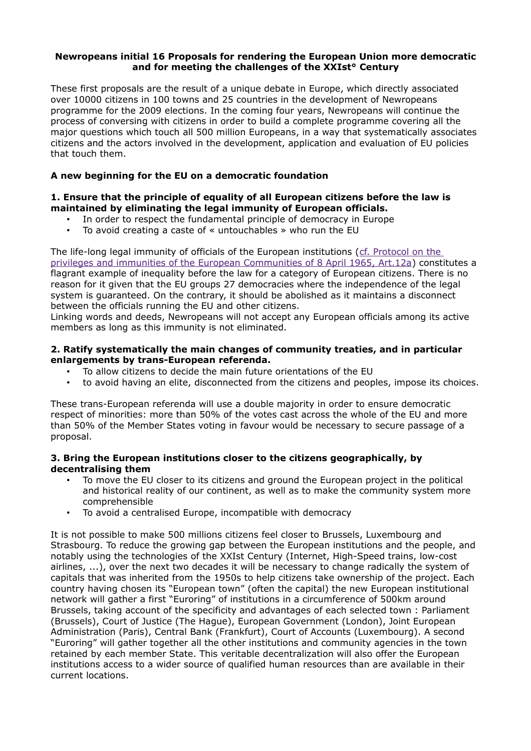**Newropeans initial 16 Proposals for rendering the European Union more democratic and for meeting the challenges of the XXIst° Century**

These first proposals are the result of a unique debate in Europe, which directly associated over 10000 citizens in 100 towns and 25 countries in the development of Newropeans programme for the 2009 elections. In the coming four years, Newropeans will continue the process of conversing with citizens in order to build a complete programme covering all the major questions which touch all 500 million Europeans, in a way that systematically associates citizens and the actors involved in the development, application and evaluation of EU policies that touch them.

**A new beginning for the EU on a democratic foundation**

**1. Ensure that the principle of equality of all European citizens before the law is maintained by eliminating the legal immunity of European officials.**

- In order to respect the fundamental principle of democracy in Europe
- To avoid creating a caste of « untouchables » who run the EU

The life-long legal immunity of officials of the European institutions (cf. Protocol on the privileges and immunities of the European Communities of 8 April 1965, Art.12a) constitutes a flagrant example of inequality before the law for a category of European citizens. There is no reason for it given that the EU groups 27 democracies where the independence of the legal system is guaranteed. On the contrary, it should be abolished as it maintains a disconnect between the officials running the EU and other citizens.
Linking words and deeds, Newropeans will not accept any European officials among its active members as long as this immunity is not eliminated.

**2. Ratify systematically the main changes of community treaties, and in particular enlargements by trans-European referenda.**

- To allow citizens to decide the main future orientations of the EU
- to avoid having an elite, disconnected from the citizens and peoples, impose its choices.

These trans-European referenda will use a double majority in order to ensure democratic respect of minorities: more than 50% of the votes cast across the whole of the EU and more than 50% of the Member States voting in favour would be necessary to secure passage of a proposal.

**3. Bring the European institutions closer to the citizens geographically, by decentralising them**

- To move the EU closer to its citizens and ground the European project in the political and historical reality of our continent, as well as to make the community system more comprehensible
- To avoid a centralised Europe, incompatible with democracy

It is not possible to make 500 millions citizens feel closer to Brussels, Luxembourg and Strasbourg. To reduce the growing gap between the European institutions and the people, and notably using the technologies of the XXIst Century (Internet, High-Speed trains, low-cost airlines, ...), over the next two decades it will be necessary to change radically the system of capitals that was inherited from the 1950s to help citizens take ownership of the project. Each country having chosen its "European town" (often the capital) the new European institutional network will gather a first "Euroring" of institutions in a circumference of 500km around Brussels, taking account of the specificity and advantages of each selected town : Parliament (Brussels), Court of Justice (The Hague), European Government (London), Joint European Administration (Paris), Central Bank (Frankfurt), Court of Accounts (Luxembourg). A second "Euroring" will gather together all the other institutions and community agencies in the town retained by each member State. This veritable decentralization will also offer the European institutions access to a wider source of qualified human resources than are available in their current locations.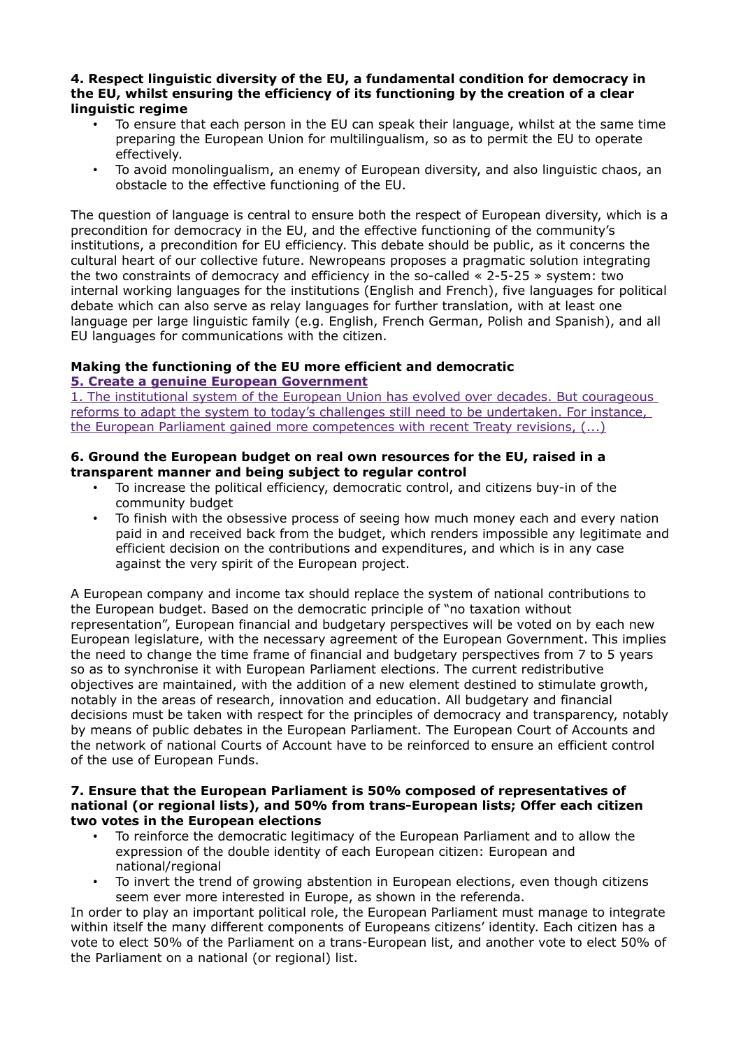**4. Respect linguistic diversity of the EU, a fundamental condition for democracy in the EU, whilst ensuring the efficiency of its functioning by the creation of a clear linguistic regime**

- To ensure that each person in the EU can speak their language, whilst at the same time preparing the European Union for multilingualism, so as to permit the EU to operate effectively.
- To avoid monolingualism, an enemy of European diversity, and also linguistic chaos, an obstacle to the effective functioning of the EU.

The question of language is central to ensure both the respect of European diversity, which is a precondition for democracy in the EU, and the effective functioning of the community's institutions, a precondition for EU efficiency. This debate should be public, as it concerns the cultural heart of our collective future. Newropeans proposes a pragmatic solution integrating the two constraints of democracy and efficiency in the so-called « 2-5-25 » system: two internal working languages for the institutions (English and French), five languages for political debate which can also serve as relay languages for further translation, with at least one language per large linguistic family (e.g. English, French German, Polish and Spanish), and all EU languages for communications with the citizen.

**Making the functioning of the EU more efficient and democratic**

**5. Create a genuine European Government**

1. The institutional system of the European Union has evolved over decades. But courageous reforms to adapt the system to today's challenges still need to be undertaken. For instance, the European Parliament gained more competences with recent Treaty revisions, (...)

**6. Ground the European budget on real own resources for the EU, raised in a transparent manner and being subject to regular control**

- To increase the political efficiency, democratic control, and citizens buy-in of the community budget
- To finish with the obsessive process of seeing how much money each and every nation paid in and received back from the budget, which renders impossible any legitimate and efficient decision on the contributions and expenditures, and which is in any case against the very spirit of the European project.

A European company and income tax should replace the system of national contributions to the European budget. Based on the democratic principle of "no taxation without representation", European financial and budgetary perspectives will be voted on by each new European legislature, with the necessary agreement of the European Government. This implies the need to change the time frame of financial and budgetary perspectives from 7 to 5 years so as to synchronise it with European Parliament elections. The current redistributive objectives are maintained, with the addition of a new element destined to stimulate growth, notably in the areas of research, innovation and education. All budgetary and financial decisions must be taken with respect for the principles of democracy and transparency, notably by means of public debates in the European Parliament. The European Court of Accounts and the network of national Courts of Account have to be reinforced to ensure an efficient control of the use of European Funds.

**7. Ensure that the European Parliament is 50% composed of representatives of national (or regional lists), and 50% from trans-European lists; Offer each citizen two votes in the European elections**

- To reinforce the democratic legitimacy of the European Parliament and to allow the expression of the double identity of each European citizen: European and national/regional
- To invert the trend of growing abstention in European elections, even though citizens seem ever more interested in Europe, as shown in the referenda.

In order to play an important political role, the European Parliament must manage to integrate within itself the many different components of Europeans citizens' identity. Each citizen has a vote to elect 50% of the Parliament on a trans-European list, and another vote to elect 50% of the Parliament on a national (or regional) list.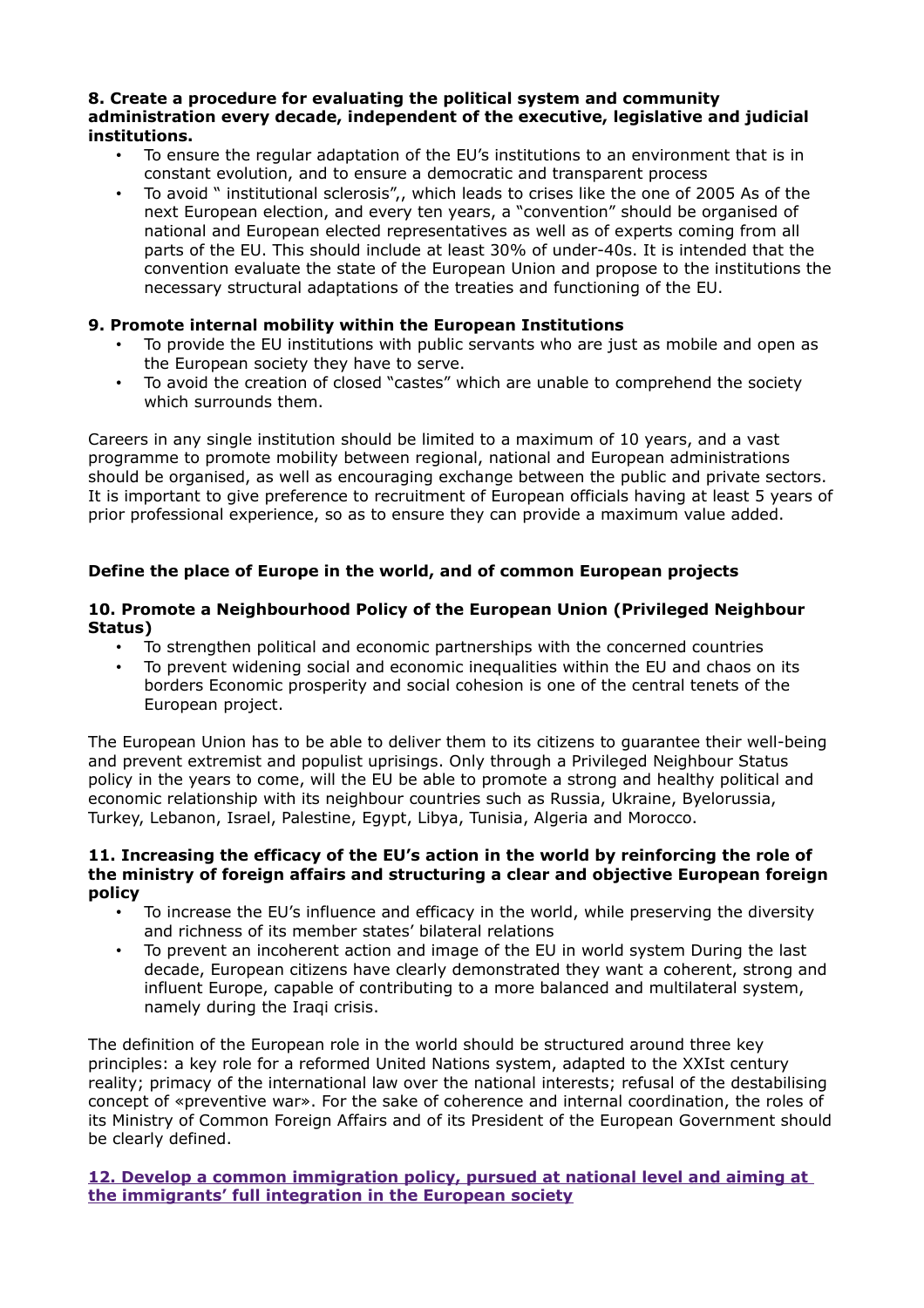**8. Create a procedure for evaluating the political system and community administration every decade, independent of the executive, legislative and judicial institutions.**

- To ensure the regular adaptation of the EU's institutions to an environment that is in constant evolution, and to ensure a democratic and transparent process
- To avoid " institutional sclerosis",, which leads to crises like the one of 2005 As of the next European election, and every ten years, a "convention" should be organised of national and European elected representatives as well as of experts coming from all parts of the EU. This should include at least 30% of under-40s. It is intended that the convention evaluate the state of the European Union and propose to the institutions the necessary structural adaptations of the treaties and functioning of the EU.

**9. Promote internal mobility within the European Institutions**

- To provide the EU institutions with public servants who are just as mobile and open as the European society they have to serve.
- To avoid the creation of closed "castes" which are unable to comprehend the society which surrounds them.

Careers in any single institution should be limited to a maximum of 10 years, and a vast programme to promote mobility between regional, national and European administrations should be organised, as well as encouraging exchange between the public and private sectors. It is important to give preference to recruitment of European officials having at least 5 years of prior professional experience, so as to ensure they can provide a maximum value added.

**Define the place of Europe in the world, and of common European projects**

**10. Promote a Neighbourhood Policy of the European Union (Privileged Neighbour Status)**

- To strengthen political and economic partnerships with the concerned countries
- To prevent widening social and economic inequalities within the EU and chaos on its borders Economic prosperity and social cohesion is one of the central tenets of the European project.

The European Union has to be able to deliver them to its citizens to guarantee their well-being and prevent extremist and populist uprisings. Only through a Privileged Neighbour Status policy in the years to come, will the EU be able to promote a strong and healthy political and economic relationship with its neighbour countries such as Russia, Ukraine, Byelorussia, Turkey, Lebanon, Israel, Palestine, Egypt, Libya, Tunisia, Algeria and Morocco.

**11. Increasing the efficacy of the EU's action in the world by reinforcing the role of the ministry of foreign affairs and structuring a clear and objective European foreign policy**

- To increase the EU's influence and efficacy in the world, while preserving the diversity and richness of its member states' bilateral relations
- To prevent an incoherent action and image of the EU in world system During the last decade, European citizens have clearly demonstrated they want a coherent, strong and influent Europe, capable of contributing to a more balanced and multilateral system, namely during the Iraqi crisis.

The definition of the European role in the world should be structured around three key principles: a key role for a reformed United Nations system, adapted to the XXIst century reality; primacy of the international law over the national interests; refusal of the destabilising concept of «preventive war». For the sake of coherence and internal coordination, the roles of its Ministry of Common Foreign Affairs and of its President of the European Government should be clearly defined.

**12. Develop a common immigration policy, pursued at national level and aiming at the immigrants' full integration in the European society**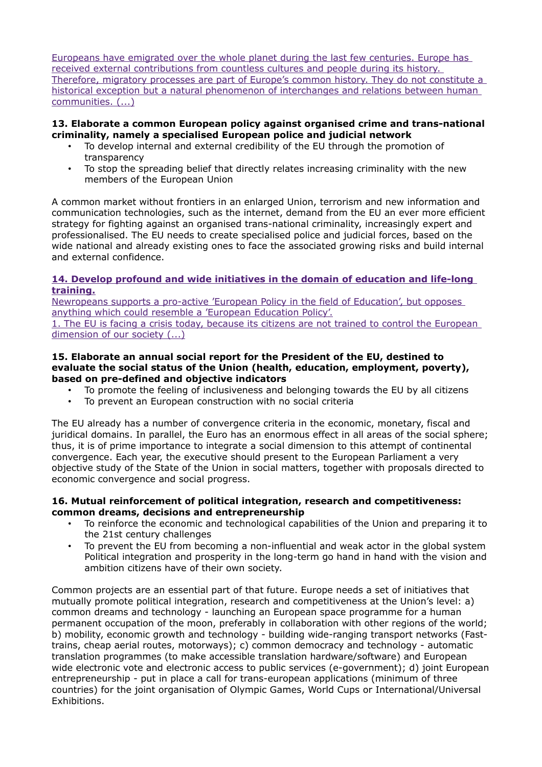Europeans have emigrated over the whole planet during the last few centuries. Europe has received external contributions from countless cultures and people during its history. Therefore, migratory processes are part of Europe's common history. They do not constitute a historical exception but a natural phenomenon of interchanges and relations between human communities. (...)

**13. Elaborate a common European policy against organised crime and trans-national criminality, namely a specialised European police and judicial network**

- To develop internal and external credibility of the EU through the promotion of transparency
- To stop the spreading belief that directly relates increasing criminality with the new members of the European Union

A common market without frontiers in an enlarged Union, terrorism and new information and communication technologies, such as the internet, demand from the EU an ever more efficient strategy for fighting against an organised trans-national criminality, increasingly expert and professionalised. The EU needs to create specialised police and judicial forces, based on the wide national and already existing ones to face the associated growing risks and build internal and external confidence.

**14. Develop profound and wide initiatives in the domain of education and life-long training.**

Newropeans supports a pro-active 'European Policy in the field of Education', but opposes anything which could resemble a 'European Education Policy'.

1. The EU is facing a crisis today, because its citizens are not trained to control the European dimension of our society (...)

**15. Elaborate an annual social report for the President of the EU, destined to evaluate the social status of the Union (health, education, employment, poverty), based on pre-defined and objective indicators**

- To promote the feeling of inclusiveness and belonging towards the EU by all citizens
- To prevent an European construction with no social criteria

The EU already has a number of convergence criteria in the economic, monetary, fiscal and juridical domains. In parallel, the Euro has an enormous effect in all areas of the social sphere; thus, it is of prime importance to integrate a social dimension to this attempt of continental convergence. Each year, the executive should present to the European Parliament a very objective study of the State of the Union in social matters, together with proposals directed to economic convergence and social progress.

**16. Mutual reinforcement of political integration, research and competitiveness: common dreams, decisions and entrepreneurship**

- To reinforce the economic and technological capabilities of the Union and preparing it to the 21st century challenges
- To prevent the EU from becoming a non-influential and weak actor in the global system Political integration and prosperity in the long-term go hand in hand with the vision and ambition citizens have of their own society.

Common projects are an essential part of that future. Europe needs a set of initiatives that mutually promote political integration, research and competitiveness at the Union's level: a) common dreams and technology - launching an European space programme for a human permanent occupation of the moon, preferably in collaboration with other regions of the world; b) mobility, economic growth and technology - building wide-ranging transport networks (Fast-trains, cheap aerial routes, motorways); c) common democracy and technology - automatic translation programmes (to make accessible translation hardware/software) and European wide electronic vote and electronic access to public services (e-government); d) joint European entrepreneurship - put in place a call for trans-european applications (minimum of three countries) for the joint organisation of Olympic Games, World Cups or International/Universal Exhibitions.